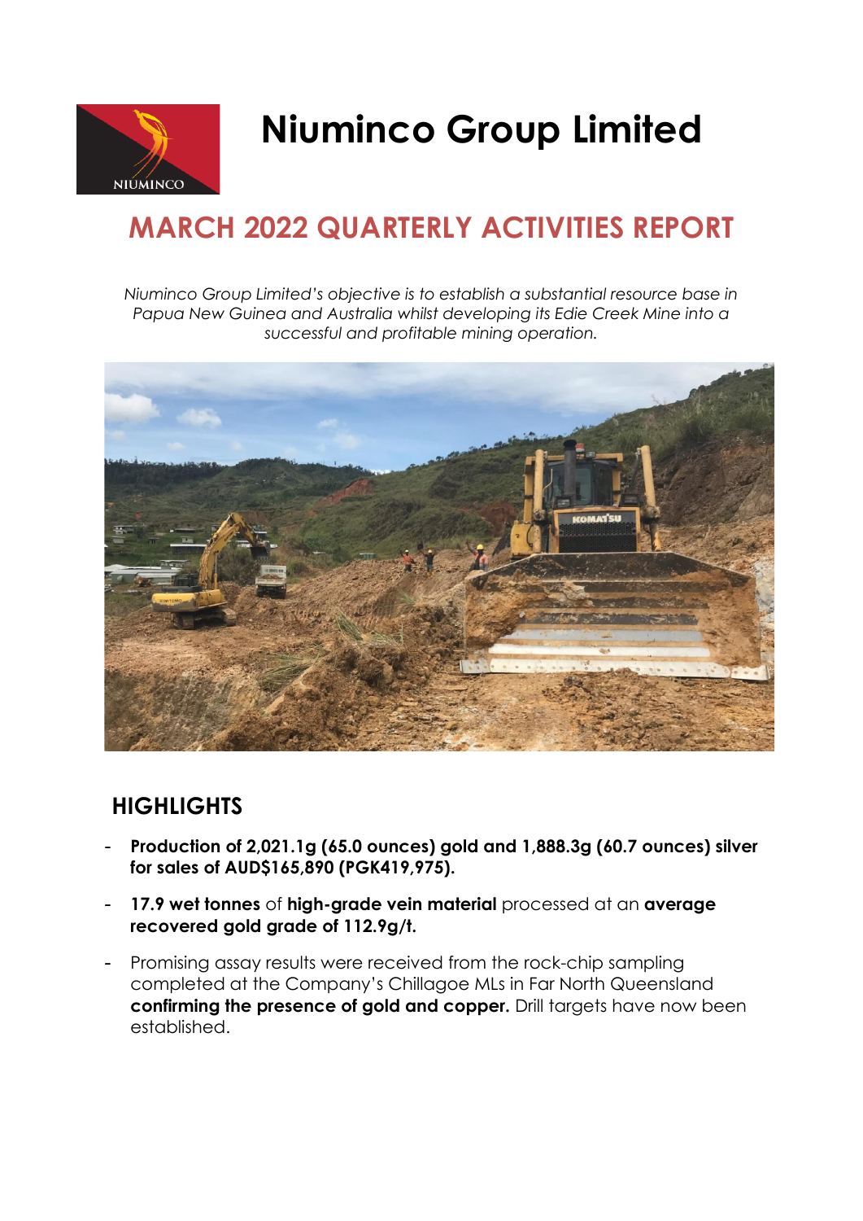# Niuminco Group Limited

## MARCH 2022 QUARTERLY ACTIVITIES REPORT

*Niuminco Group Limited's objective is to establish a substantial resource base in Papua New Guinea and Australia whilst developing its Edie Creek Mine into a successful and profitable mining operation.*

## HIGHLIGHTS

- **Production of 2,021.1g (65.0 ounces) gold and 1,888.3g (60.7 ounces) silver for sales of AUD$165,890 (PGK419,975).**
- **17.9 wet tonnes** of **high-grade vein material** processed at an **average recovered gold grade of 112.9g/t.**
- Promising assay results were received from the rock-chip sampling completed at the Company's Chillagoe MLs in Far North Queensland **confirming the presence of gold and copper.** Drill targets have now been established.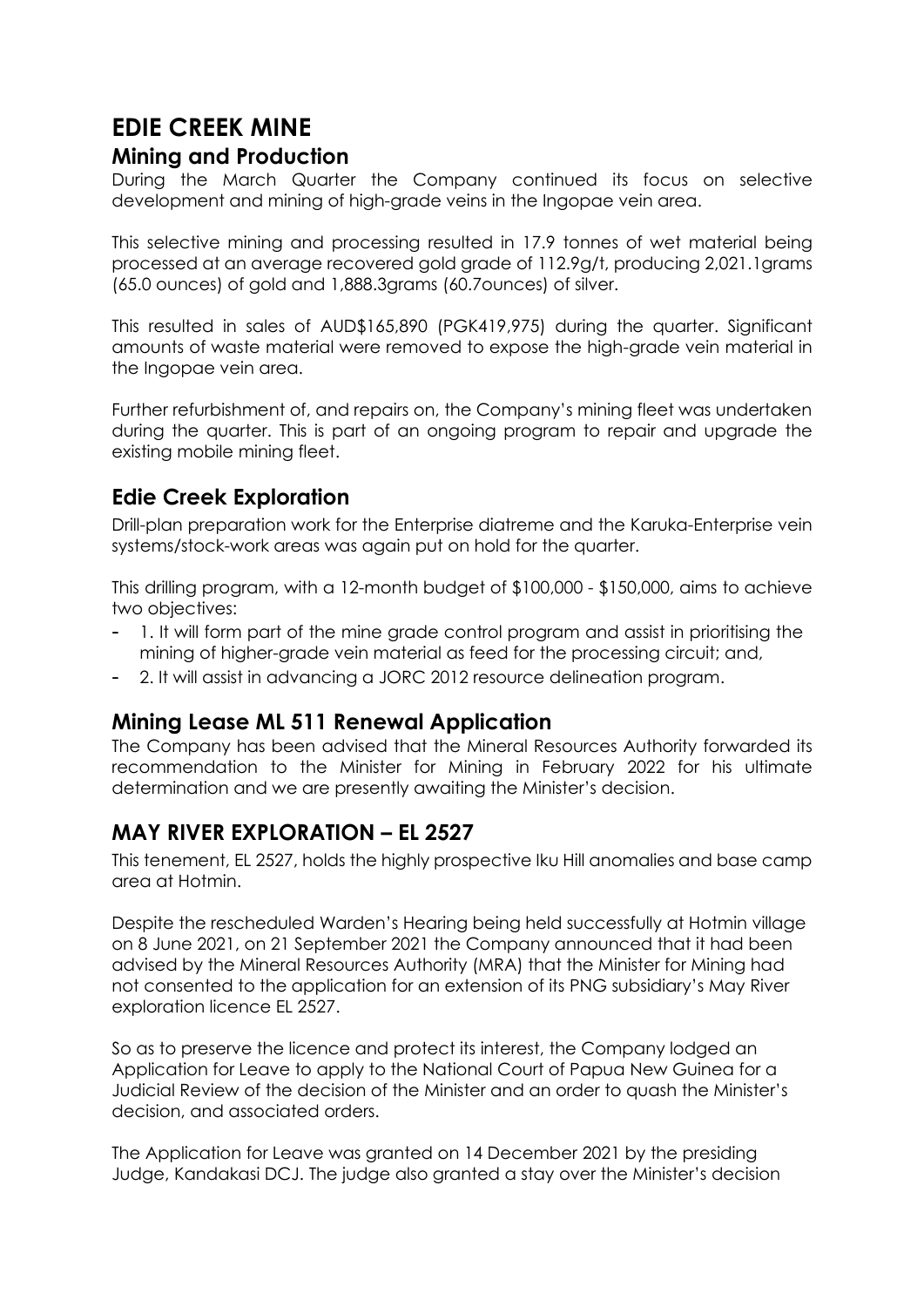# EDIE CREEK MINE

## Mining and Production

During the March Quarter the Company continued its focus on selective development and mining of high-grade veins in the Ingopae vein area.

This selective mining and processing resulted in 17.9 tonnes of wet material being processed at an average recovered gold grade of 112.9g/t, producing 2,021.1grams (65.0 ounces) of gold and 1,888.3grams (60.7ounces) of silver.

This resulted in sales of AUD$165,890 (PGK419,975) during the quarter. Significant amounts of waste material were removed to expose the high-grade vein material in the Ingopae vein area.

Further refurbishment of, and repairs on, the Company's mining fleet was undertaken during the quarter. This is part of an ongoing program to repair and upgrade the existing mobile mining fleet.

## Edie Creek Exploration

Drill-plan preparation work for the Enterprise diatreme and the Karuka-Enterprise vein systems/stock-work areas was again put on hold for the quarter.

This drilling program, with a 12-month budget of $100,000 - $150,000, aims to achieve two objectives:

- 1. It will form part of the mine grade control program and assist in prioritising the mining of higher-grade vein material as feed for the processing circuit; and,
- 2. It will assist in advancing a JORC 2012 resource delineation program.

## Mining Lease ML 511 Renewal Application

The Company has been advised that the Mineral Resources Authority forwarded its recommendation to the Minister for Mining in February 2022 for his ultimate determination and we are presently awaiting the Minister's decision.

# MAY RIVER EXPLORATION – EL 2527

This tenement, EL 2527, holds the highly prospective Iku Hill anomalies and base camp area at Hotmin.

Despite the rescheduled Warden's Hearing being held successfully at Hotmin village on 8 June 2021, on 21 September 2021 the Company announced that it had been advised by the Mineral Resources Authority (MRA) that the Minister for Mining had not consented to the application for an extension of its PNG subsidiary's May River exploration licence EL 2527.

So as to preserve the licence and protect its interest, the Company lodged an Application for Leave to apply to the National Court of Papua New Guinea for a Judicial Review of the decision of the Minister and an order to quash the Minister's decision, and associated orders.

The Application for Leave was granted on 14 December 2021 by the presiding Judge, Kandakasi DCJ. The judge also granted a stay over the Minister's decision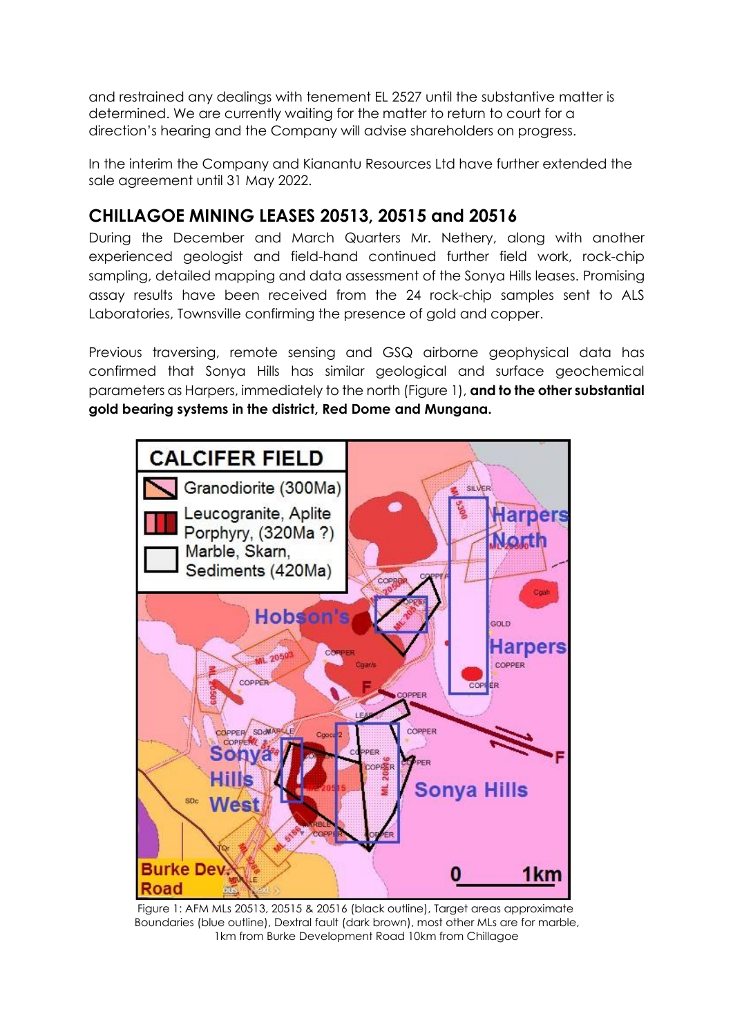and restrained any dealings with tenement EL 2527 until the substantive matter is determined. We are currently waiting for the matter to return to court for a direction's hearing and the Company will advise shareholders on progress.

In the interim the Company and Kianantu Resources Ltd have further extended the sale agreement until 31 May 2022.

## CHILLAGOE MINING LEASES 20513, 20515 and 20516

During the December and March Quarters Mr. Nethery, along with another experienced geologist and field-hand continued further field work, rock-chip sampling, detailed mapping and data assessment of the Sonya Hills leases. Promising assay results have been received from the 24 rock-chip samples sent to ALS Laboratories, Townsville confirming the presence of gold and copper.

Previous traversing, remote sensing and GSQ airborne geophysical data has confirmed that Sonya Hills has similar geological and surface geochemical parameters as Harpers, immediately to the north (Figure 1), **and to the other substantial gold bearing systems in the district, Red Dome and Mungana.**

Figure 1: AFM MLs 20513, 20515 & 20516 (black outline), Target areas approximate Boundaries (blue outline), Dextral fault (dark brown), most other MLs are for marble, 1km from Burke Development Road 10km from Chillagoe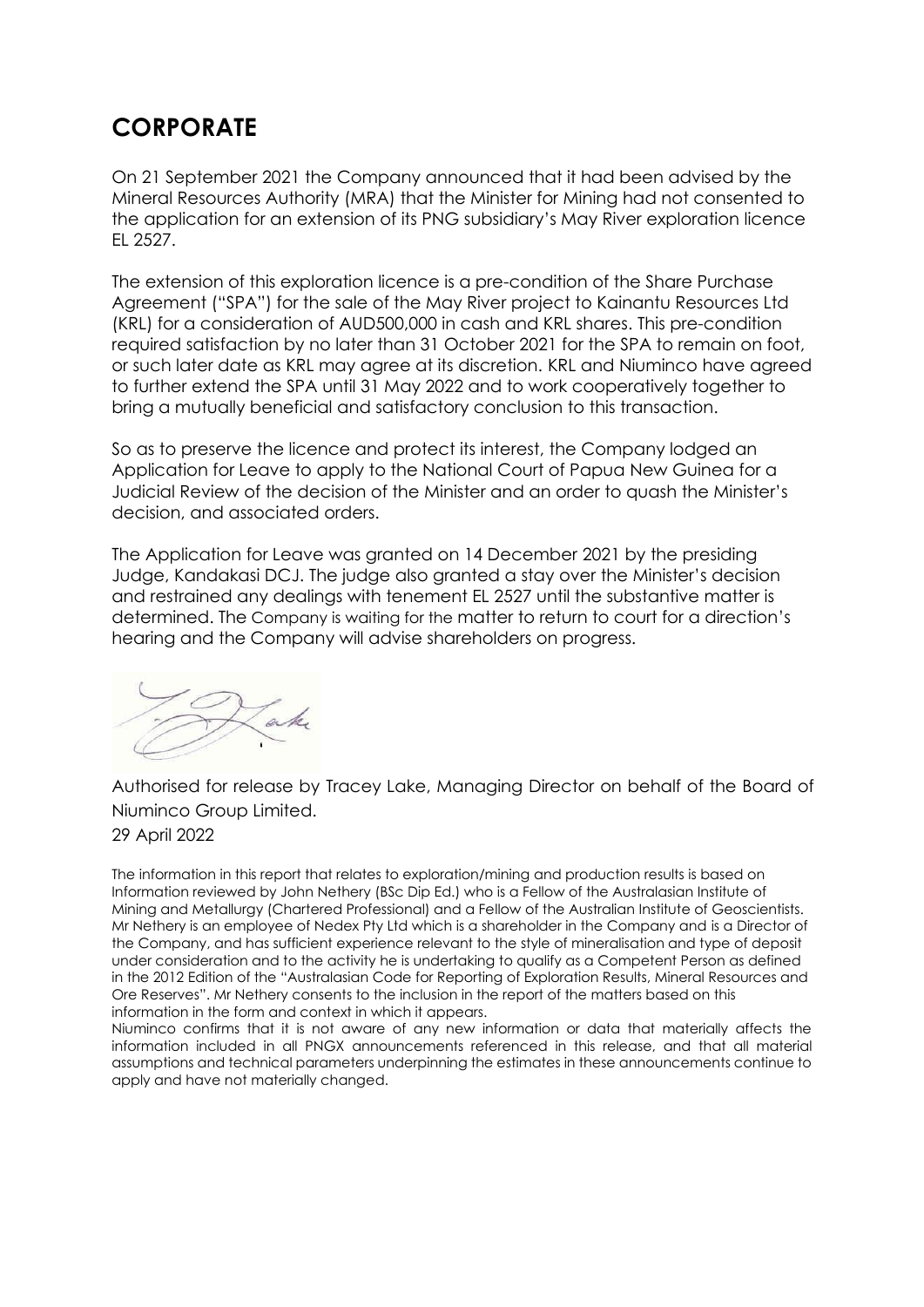## CORPORATE

On 21 September 2021 the Company announced that it had been advised by the Mineral Resources Authority (MRA) that the Minister for Mining had not consented to the application for an extension of its PNG subsidiary's May River exploration licence EL 2527.

The extension of this exploration licence is a pre-condition of the Share Purchase Agreement ("SPA") for the sale of the May River project to Kainantu Resources Ltd (KRL) for a consideration of AUD500,000 in cash and KRL shares. This pre-condition required satisfaction by no later than 31 October 2021 for the SPA to remain on foot, or such later date as KRL may agree at its discretion. KRL and Niuminco have agreed to further extend the SPA until 31 May 2022 and to work cooperatively together to bring a mutually beneficial and satisfactory conclusion to this transaction.

So as to preserve the licence and protect its interest, the Company lodged an Application for Leave to apply to the National Court of Papua New Guinea for a Judicial Review of the decision of the Minister and an order to quash the Minister's decision, and associated orders.

The Application for Leave was granted on 14 December 2021 by the presiding Judge, Kandakasi DCJ. The judge also granted a stay over the Minister's decision and restrained any dealings with tenement EL 2527 until the substantive matter is determined. The Company is waiting for the matter to return to court for a direction's hearing and the Company will advise shareholders on progress.

Authorised for release by Tracey Lake, Managing Director on behalf of the Board of Niuminco Group Limited.

29 April 2022

The information in this report that relates to exploration/mining and production results is based on Information reviewed by John Nethery (BSc Dip Ed.) who is a Fellow of the Australasian Institute of Mining and Metallurgy (Chartered Professional) and a Fellow of the Australian Institute of Geoscientists. Mr Nethery is an employee of Nedex Pty Ltd which is a shareholder in the Company and is a Director of the Company, and has sufficient experience relevant to the style of mineralisation and type of deposit under consideration and to the activity he is undertaking to qualify as a Competent Person as defined in the 2012 Edition of the "Australasian Code for Reporting of Exploration Results, Mineral Resources and Ore Reserves". Mr Nethery consents to the inclusion in the report of the matters based on this information in the form and context in which it appears.

Niuminco confirms that it is not aware of any new information or data that materially affects the information included in all PNGX announcements referenced in this release, and that all material assumptions and technical parameters underpinning the estimates in these announcements continue to apply and have not materially changed.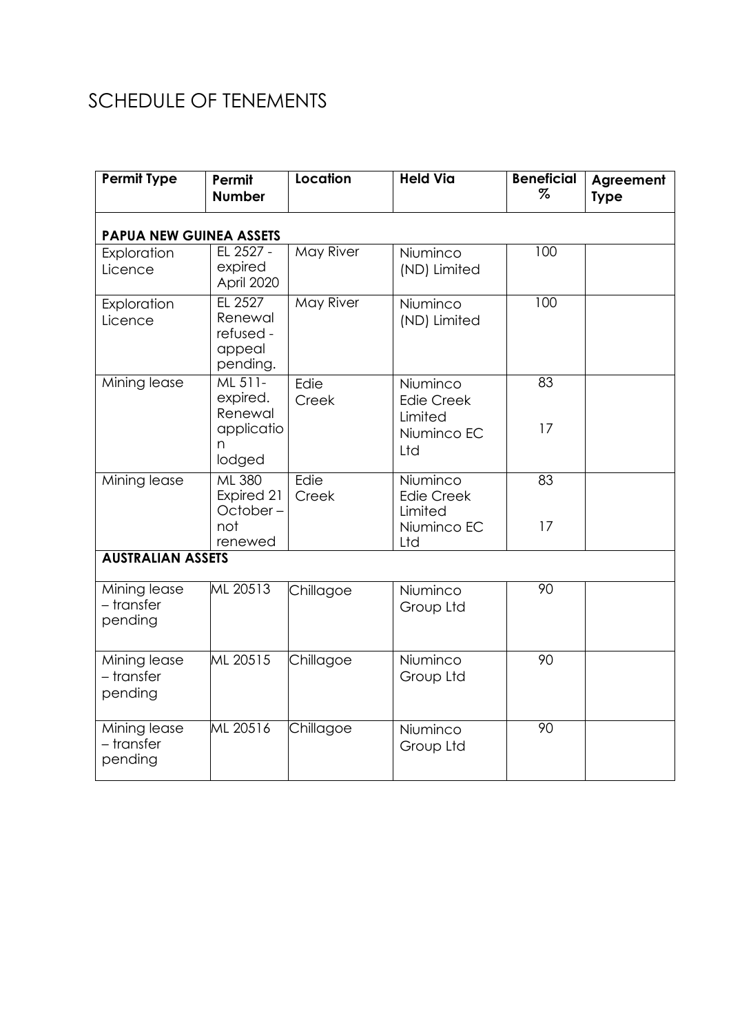# SCHEDULE OF TENEMENTS

| Permit Type | Permit Number | Location | Held Via | Beneficial % | Agreement Type |
|---|---|---|---|---|---|
| **PAPUA NEW GUINEA ASSETS** | | | | | |
| Exploration Licence | EL 2527 - expired April 2020 | May River | Niuminco (ND) Limited | 100 | |
| Exploration Licence | EL 2527 Renewal refused - appeal pending. | May River | Niuminco (ND) Limited | 100 | |
| Mining lease | ML 511- expired. Renewal application lodged | Edie Creek | Niuminco Edie Creek Limited<br>Niuminco EC Ltd | 83<br>17 | |
| Mining lease | ML 380 Expired 21 October – not renewed | Edie Creek | Niuminco Edie Creek Limited<br>Niuminco EC Ltd | 83<br>17 | |
| **AUSTRALIAN ASSETS** | | | | | |
| Mining lease – transfer pending | ML 20513 | Chillagoe | Niuminco Group Ltd | 90 | |
| Mining lease – transfer pending | ML 20515 | Chillagoe | Niuminco Group Ltd | 90 | |
| Mining lease – transfer pending | ML 20516 | Chillagoe | Niuminco Group Ltd | 90 | |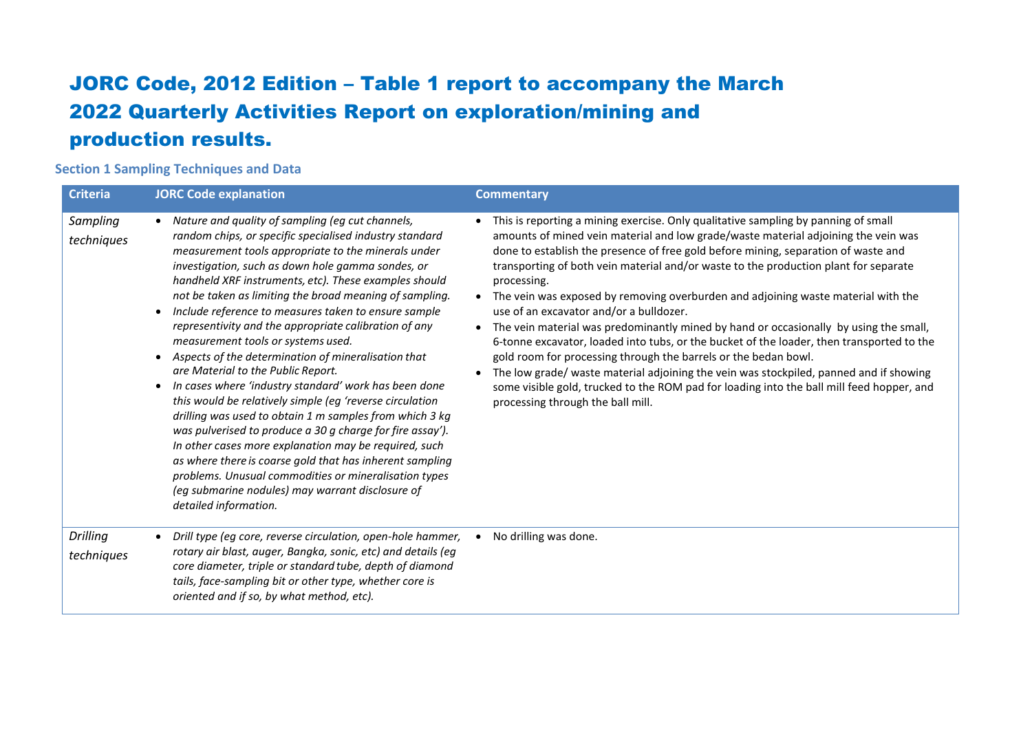# JORC Code, 2012 Edition – Table 1 report to accompany the March 2022 Quarterly Activities Report on exploration/mining and production results.

## Section 1 Sampling Techniques and Data

| Criteria | JORC Code explanation | Commentary |
|---|---|---|
| *Sampling techniques* | • *Nature and quality of sampling (eg cut channels, random chips, or specific specialised industry standard measurement tools appropriate to the minerals under investigation, such as down hole gamma sondes, or handheld XRF instruments, etc). These examples should not be taken as limiting the broad meaning of sampling.*<br>• *Include reference to measures taken to ensure sample representivity and the appropriate calibration of any measurement tools or systems used.*<br>• *Aspects of the determination of mineralisation that are Material to the Public Report.*<br>• *In cases where 'industry standard' work has been done this would be relatively simple (eg 'reverse circulation drilling was used to obtain 1 m samples from which 3 kg was pulverised to produce a 30 g charge for fire assay'). In other cases more explanation may be required, such as where there is coarse gold that has inherent sampling problems. Unusual commodities or mineralisation types (eg submarine nodules) may warrant disclosure of detailed information.* | • This is reporting a mining exercise. Only qualitative sampling by panning of small amounts of mined vein material and low grade/waste material adjoining the vein was done to establish the presence of free gold before mining, separation of waste and transporting of both vein material and/or waste to the production plant for separate processing.<br>• The vein was exposed by removing overburden and adjoining waste material with the use of an excavator and/or a bulldozer.<br>• The vein material was predominantly mined by hand or occasionally by using the small, 6-tonne excavator, loaded into tubs, or the bucket of the loader, then transported to the gold room for processing through the barrels or the bedan bowl.<br>• The low grade/ waste material adjoining the vein was stockpiled, panned and if showing some visible gold, trucked to the ROM pad for loading into the ball mill feed hopper, and processing through the ball mill. |
| *Drilling techniques* | • *Drill type (eg core, reverse circulation, open-hole hammer, rotary air blast, auger, Bangka, sonic, etc) and details (eg core diameter, triple or standard tube, depth of diamond tails, face-sampling bit or other type, whether core is oriented and if so, by what method, etc).* | • No drilling was done. |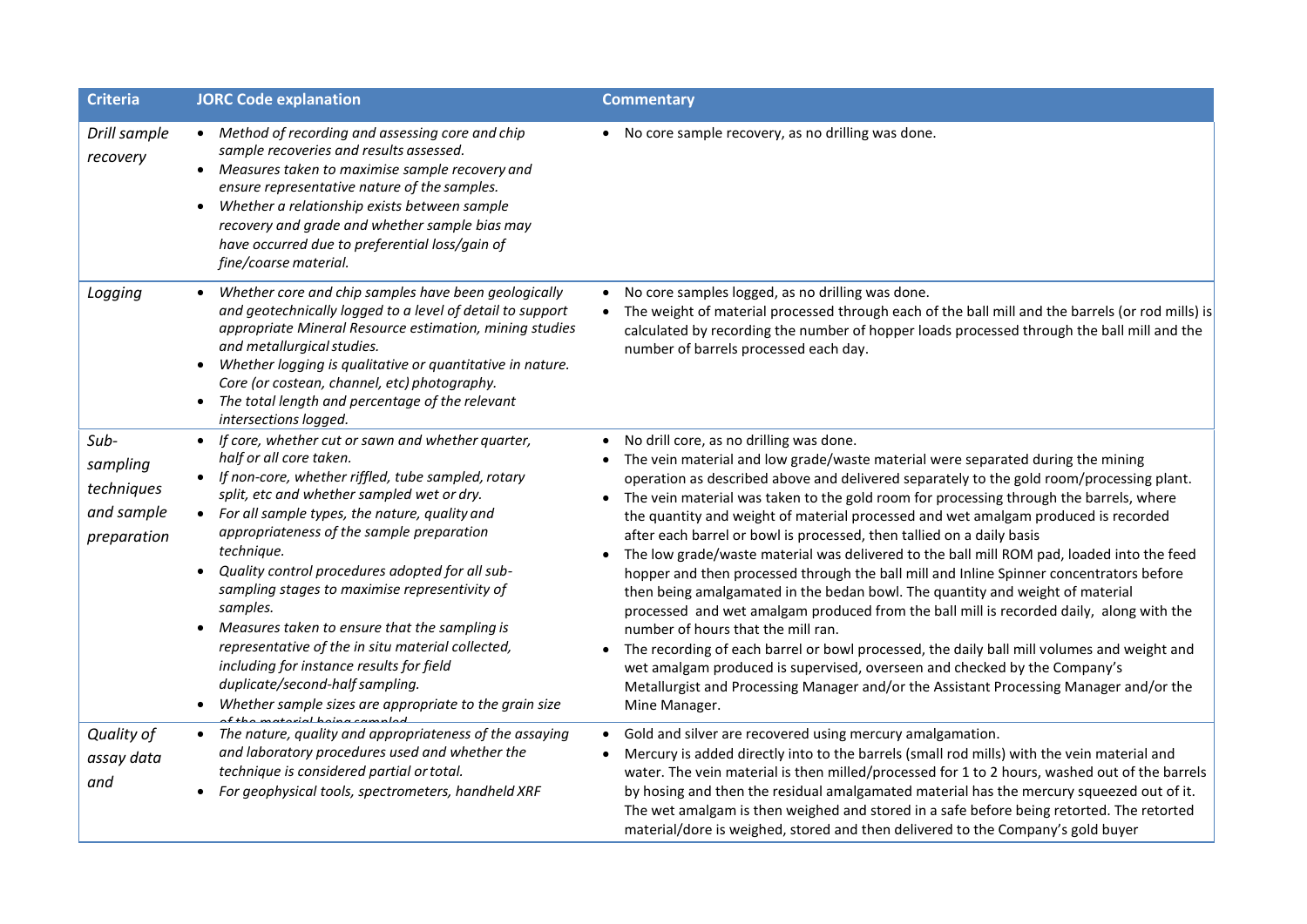| Criteria | JORC Code explanation | Commentary |
|---|---|---|
| *Drill sample recovery* | • *Method of recording and assessing core and chip sample recoveries and results assessed.*<br>• *Measures taken to maximise sample recovery and ensure representative nature of the samples.*<br>• *Whether a relationship exists between sample recovery and grade and whether sample bias may have occurred due to preferential loss/gain of fine/coarse material.* | • No core sample recovery, as no drilling was done. |
| *Logging* | • *Whether core and chip samples have been geologically and geotechnically logged to a level of detail to support appropriate Mineral Resource estimation, mining studies and metallurgical studies.*<br>• *Whether logging is qualitative or quantitative in nature. Core (or costean, channel, etc) photography.*<br>• *The total length and percentage of the relevant intersections logged.* | • No core samples logged, as no drilling was done.<br>• The weight of material processed through each of the ball mill and the barrels (or rod mills) is calculated by recording the number of hopper loads processed through the ball mill and the number of barrels processed each day. |
| *Sub-sampling techniques and sample preparation* | • *If core, whether cut or sawn and whether quarter, half or all core taken.*<br>• *If non-core, whether riffled, tube sampled, rotary split, etc and whether sampled wet or dry.*<br>• *For all sample types, the nature, quality and appropriateness of the sample preparation technique.*<br>• *Quality control procedures adopted for all sub-sampling stages to maximise representivity of samples.*<br>• *Measures taken to ensure that the sampling is representative of the in situ material collected, including for instance results for field duplicate/second-half sampling.*<br>• *Whether sample sizes are appropriate to the grain size of the material being sampled.* | • No drill core, as no drilling was done.<br>• The vein material and low grade/waste material were separated during the mining operation as described above and delivered separately to the gold room/processing plant.<br>• The vein material was taken to the gold room for processing through the barrels, where the quantity and weight of material processed and wet amalgam produced is recorded after each barrel or bowl is processed, then tallied on a daily basis<br>• The low grade/waste material was delivered to the ball mill ROM pad, loaded into the feed hopper and then processed through the ball mill and Inline Spinner concentrators before then being amalgamated in the bedan bowl. The quantity and weight of material processed and wet amalgam produced from the ball mill is recorded daily, along with the number of hours that the mill ran.<br>• The recording of each barrel or bowl processed, the daily ball mill volumes and weight and wet amalgam produced is supervised, overseen and checked by the Company's Metallurgist and Processing Manager and/or the Assistant Processing Manager and/or the Mine Manager. |
| *Quality of assay data and* | • *The nature, quality and appropriateness of the assaying and laboratory procedures used and whether the technique is considered partial or total.*<br>• *For geophysical tools, spectrometers, handheld XRF* | • Gold and silver are recovered using mercury amalgamation.<br>• Mercury is added directly into to the barrels (small rod mills) with the vein material and water. The vein material is then milled/processed for 1 to 2 hours, washed out of the barrels by hosing and then the residual amalgamated material has the mercury squeezed out of it. The wet amalgam is then weighed and stored in a safe before being retorted. The retorted material/dore is weighed, stored and then delivered to the Company's gold buyer |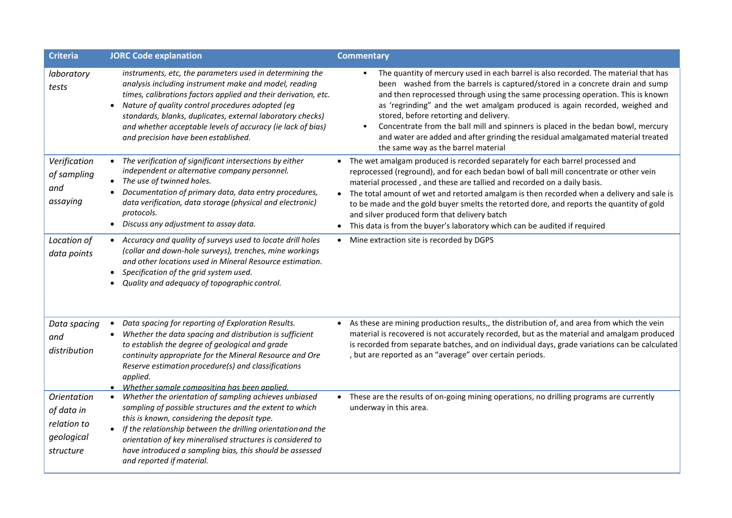| Criteria | JORC Code explanation | Commentary |
|---|---|---|
| *laboratory tests* | *instruments, etc, the parameters used in determining the analysis including instrument make and model, reading times, calibrations factors applied and their derivation, etc.*<br>• *Nature of quality control procedures adopted (eg standards, blanks, duplicates, external laboratory checks) and whether acceptable levels of accuracy (ie lack of bias) and precision have been established.* | • The quantity of mercury used in each barrel is also recorded. The material that has been washed from the barrels is captured/stored in a concrete drain and sump and then reprocessed through using the same processing operation. This is known as 'regrinding" and the wet amalgam produced is again recorded, weighed and stored, before retorting and delivery.<br>• Concentrate from the ball mill and spinners is placed in the bedan bowl, mercury and water are added and after grinding the residual amalgamated material treated the same way as the barrel material |
| *Verification of sampling and assaying* | • *The verification of significant intersections by either independent or alternative company personnel.*<br>• *The use of twinned holes.*<br>• *Documentation of primary data, data entry procedures, data verification, data storage (physical and electronic) protocols.*<br>• *Discuss any adjustment to assay data.* | • The wet amalgam produced is recorded separately for each barrel processed and reprocessed (reground), and for each bedan bowl of ball mill concentrate or other vein material processed , and these are tallied and recorded on a daily basis.<br>• The total amount of wet and retorted amalgam is then recorded when a delivery and sale is to be made and the gold buyer smelts the retorted dore, and reports the quantity of gold and silver produced form that delivery batch<br>• This data is from the buyer's laboratory which can be audited if required |
| *Location of data points* | • *Accuracy and quality of surveys used to locate drill holes (collar and down-hole surveys), trenches, mine workings and other locations used in Mineral Resource estimation.*<br>• *Specification of the grid system used.*<br>• *Quality and adequacy of topographic control.* | • Mine extraction site is recorded by DGPS |
| *Data spacing and distribution* | • *Data spacing for reporting of Exploration Results.*<br>• *Whether the data spacing and distribution is sufficient to establish the degree of geological and grade continuity appropriate for the Mineral Resource and Ore Reserve estimation procedure(s) and classifications applied.*<br>• *Whether sample compositing has been applied.* | • As these are mining production results,, the distribution of, and area from which the vein material is recovered is not accurately recorded, but as the material and amalgam produced is recorded from separate batches, and on individual days, grade variations can be calculated , but are reported as an "average" over certain periods. |
| *Orientation of data in relation to geological structure* | • *Whether the orientation of sampling achieves unbiased sampling of possible structures and the extent to which this is known, considering the deposit type.*<br>• *If the relationship between the drilling orientation and the orientation of key mineralised structures is considered to have introduced a sampling bias, this should be assessed and reported if material.* | • These are the results of on-going mining operations, no drilling programs are currently underway in this area. |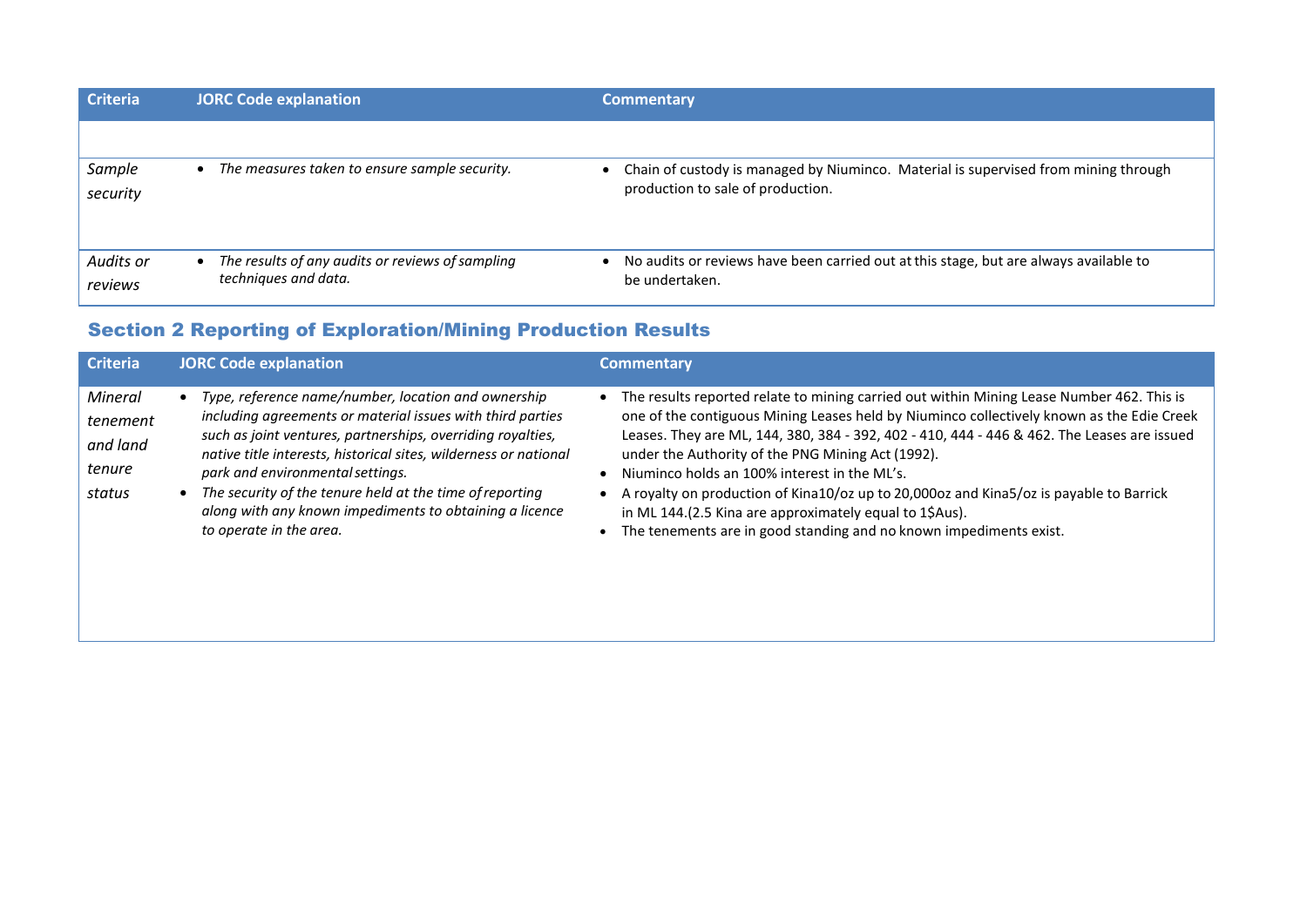| Criteria | JORC Code explanation | Commentary |
|---|---|---|
| | | |
| *Sample security* | • *The measures taken to ensure sample security.* | • Chain of custody is managed by Niuminco. Material is supervised from mining through production to sale of production. |
| *Audits or reviews* | • *The results of any audits or reviews of sampling techniques and data.* | • No audits or reviews have been carried out at this stage, but are always available to be undertaken. |

## Section 2 Reporting of Exploration/Mining Production Results

| Criteria | JORC Code explanation | Commentary |
|---|---|---|
| *Mineral tenement and land tenure status* | • *Type, reference name/number, location and ownership including agreements or material issues with third parties such as joint ventures, partnerships, overriding royalties, native title interests, historical sites, wilderness or national park and environmental settings.*<br>• *The security of the tenure held at the time of reporting along with any known impediments to obtaining a licence to operate in the area.* | • The results reported relate to mining carried out within Mining Lease Number 462. This is one of the contiguous Mining Leases held by Niuminco collectively known as the Edie Creek Leases. They are ML, 144, 380, 384 - 392, 402 - 410, 444 - 446 & 462. The Leases are issued under the Authority of the PNG Mining Act (1992).<br>• Niuminco holds an 100% interest in the ML's.<br>• A royalty on production of Kina10/oz up to 20,000oz and Kina5/oz is payable to Barrick in ML 144.(2.5 Kina are approximately equal to 1$Aus).<br>• The tenements are in good standing and no known impediments exist. |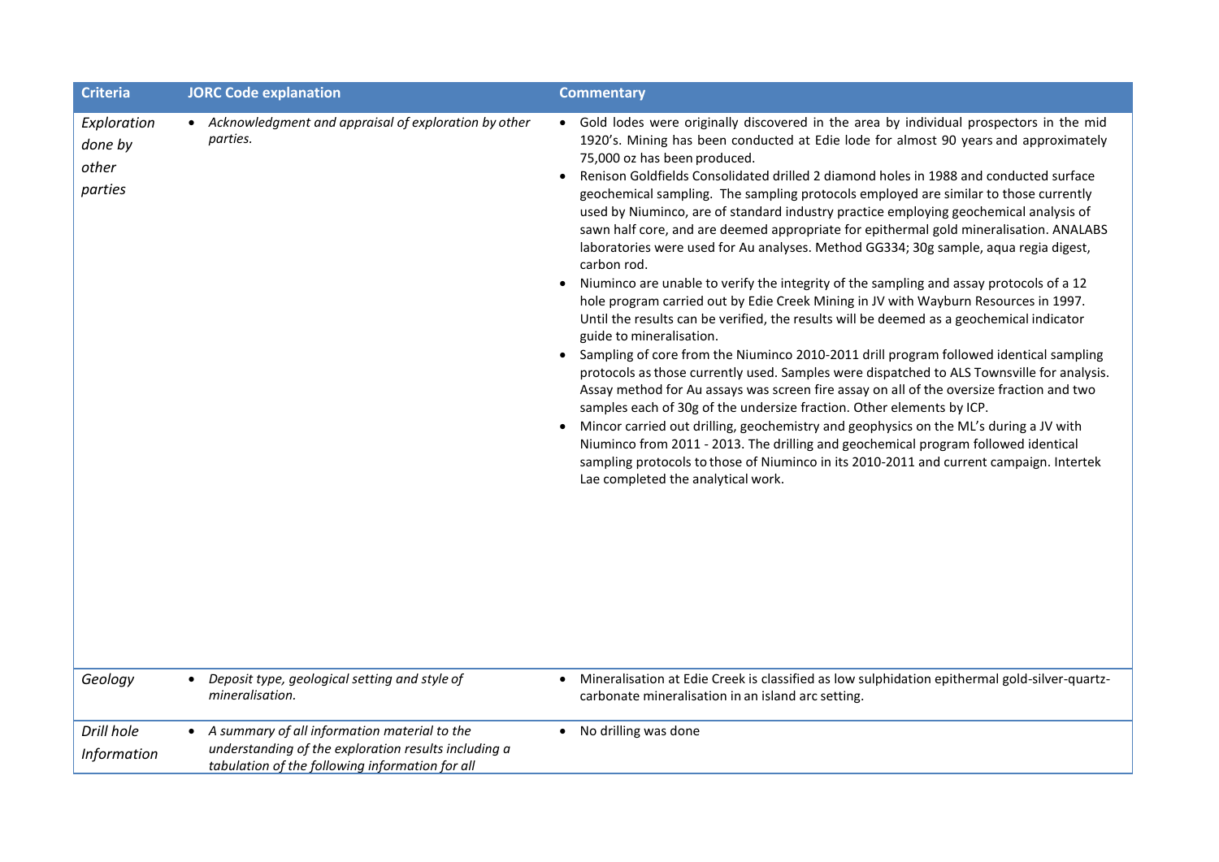| Criteria | JORC Code explanation | Commentary |
|---|---|---|
| *Exploration done by other parties* | • *Acknowledgment and appraisal of exploration by other parties.* | • Gold lodes were originally discovered in the area by individual prospectors in the mid 1920's. Mining has been conducted at Edie lode for almost 90 years and approximately 75,000 oz has been produced.<br>• Renison Goldfields Consolidated drilled 2 diamond holes in 1988 and conducted surface geochemical sampling. The sampling protocols employed are similar to those currently used by Niuminco, are of standard industry practice employing geochemical analysis of sawn half core, and are deemed appropriate for epithermal gold mineralisation. ANALABS laboratories were used for Au analyses. Method GG334; 30g sample, aqua regia digest, carbon rod.<br>• Niuminco are unable to verify the integrity of the sampling and assay protocols of a 12 hole program carried out by Edie Creek Mining in JV with Wayburn Resources in 1997. Until the results can be verified, the results will be deemed as a geochemical indicator guide to mineralisation.<br>• Sampling of core from the Niuminco 2010-2011 drill program followed identical sampling protocols as those currently used. Samples were dispatched to ALS Townsville for analysis. Assay method for Au assays was screen fire assay on all of the oversize fraction and two samples each of 30g of the undersize fraction. Other elements by ICP.<br>• Mincor carried out drilling, geochemistry and geophysics on the ML's during a JV with Niuminco from 2011 - 2013. The drilling and geochemical program followed identical sampling protocols to those of Niuminco in its 2010-2011 and current campaign. Intertek Lae completed the analytical work. |
| *Geology* | • *Deposit type, geological setting and style of mineralisation.* | • Mineralisation at Edie Creek is classified as low sulphidation epithermal gold-silver-quartz-carbonate mineralisation in an island arc setting. |
| *Drill hole Information* | • *A summary of all information material to the understanding of the exploration results including a tabulation of the following information for all* | • No drilling was done |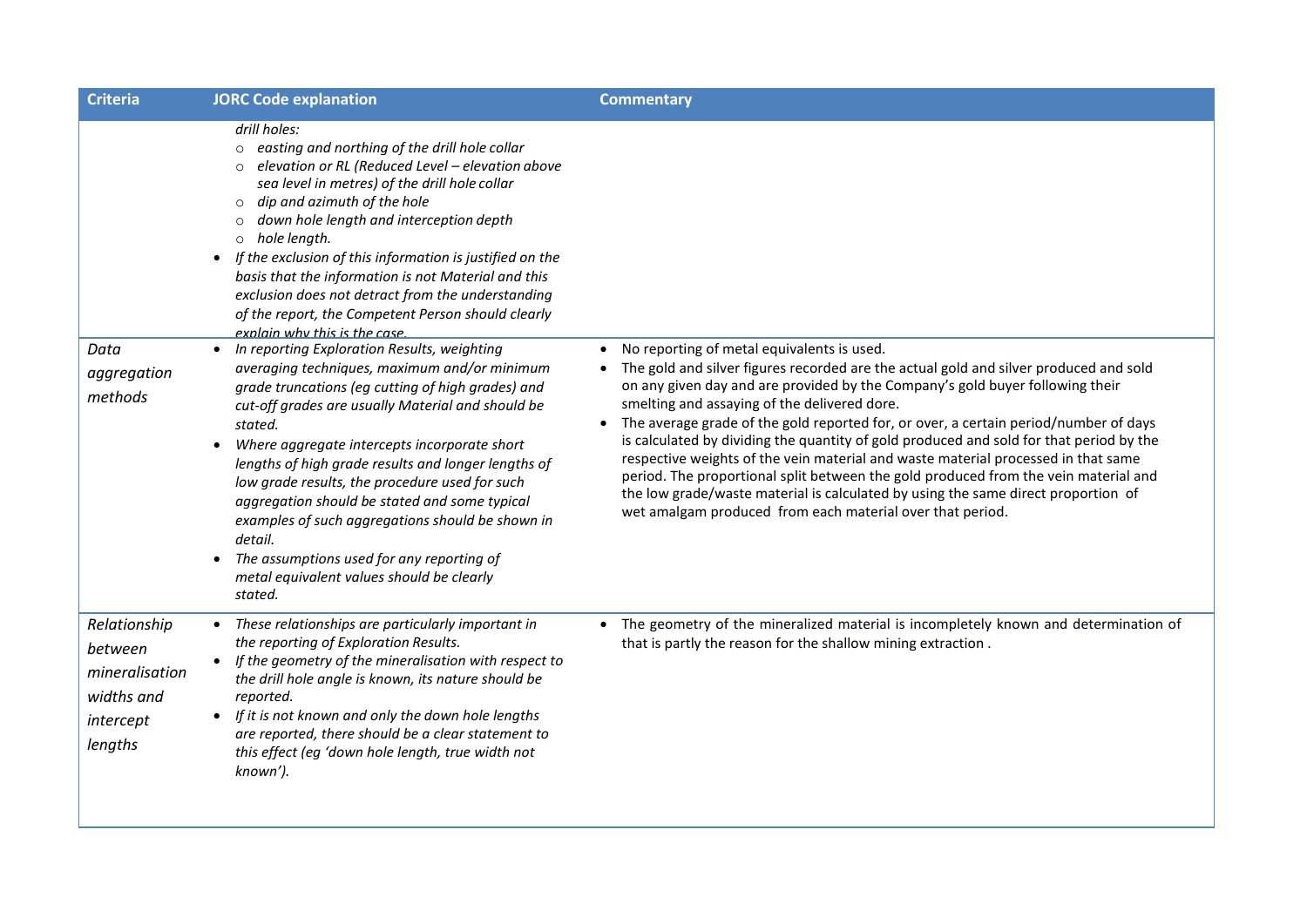| Criteria | JORC Code explanation | Commentary |
|---|---|---|
| | *drill holes:*<br>○ *easting and northing of the drill hole collar*<br>○ *elevation or RL (Reduced Level – elevation above sea level in metres) of the drill hole collar*<br>○ *dip and azimuth of the hole*<br>○ *down hole length and interception depth*<br>○ *hole length.*<br>• *If the exclusion of this information is justified on the basis that the information is not Material and this exclusion does not detract from the understanding of the report, the Competent Person should clearly explain why this is the case.* | |
| *Data aggregation methods* | • *In reporting Exploration Results, weighting averaging techniques, maximum and/or minimum grade truncations (eg cutting of high grades) and cut-off grades are usually Material and should be stated.*<br>• *Where aggregate intercepts incorporate short lengths of high grade results and longer lengths of low grade results, the procedure used for such aggregation should be stated and some typical examples of such aggregations should be shown in detail.*<br>• *The assumptions used for any reporting of metal equivalent values should be clearly stated.* | • No reporting of metal equivalents is used.<br>• The gold and silver figures recorded are the actual gold and silver produced and sold on any given day and are provided by the Company's gold buyer following their smelting and assaying of the delivered dore.<br>• The average grade of the gold reported for, or over, a certain period/number of days is calculated by dividing the quantity of gold produced and sold for that period by the respective weights of the vein material and waste material processed in that same period. The proportional split between the gold produced from the vein material and the low grade/waste material is calculated by using the same direct proportion of wet amalgam produced from each material over that period. |
| *Relationship between mineralisation widths and intercept lengths* | • *These relationships are particularly important in the reporting of Exploration Results.*<br>• *If the geometry of the mineralisation with respect to the drill hole angle is known, its nature should be reported.*<br>• *If it is not known and only the down hole lengths are reported, there should be a clear statement to this effect (eg 'down hole length, true width not known').* | • The geometry of the mineralized material is incompletely known and determination of that is partly the reason for the shallow mining extraction . |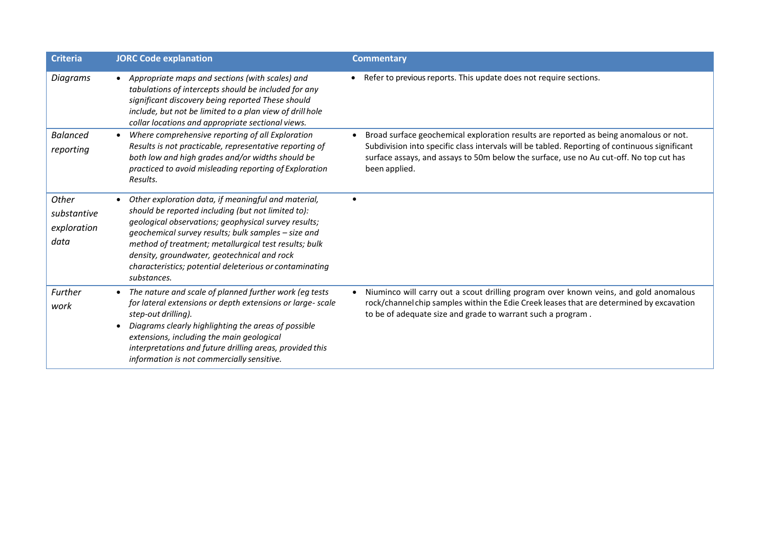| Criteria | JORC Code explanation | Commentary |
|---|---|---|
| *Diagrams* | • *Appropriate maps and sections (with scales) and tabulations of intercepts should be included for any significant discovery being reported These should include, but not be limited to a plan view of drill hole collar locations and appropriate sectional views.* | • Refer to previous reports. This update does not require sections. |
| *Balanced reporting* | • *Where comprehensive reporting of all Exploration Results is not practicable, representative reporting of both low and high grades and/or widths should be practiced to avoid misleading reporting of Exploration Results.* | • Broad surface geochemical exploration results are reported as being anomalous or not. Subdivision into specific class intervals will be tabled. Reporting of continuous significant surface assays, and assays to 50m below the surface, use no Au cut-off. No top cut has been applied. |
| *Other substantive exploration data* | • *Other exploration data, if meaningful and material, should be reported including (but not limited to): geological observations; geophysical survey results; geochemical survey results; bulk samples – size and method of treatment; metallurgical test results; bulk density, groundwater, geotechnical and rock characteristics; potential deleterious or contaminating substances.* | • |
| *Further work* | • *The nature and scale of planned further work (eg tests for lateral extensions or depth extensions or large- scale step-out drilling).*<br>• *Diagrams clearly highlighting the areas of possible extensions, including the main geological interpretations and future drilling areas, provided this information is not commercially sensitive.* | • Niuminco will carry out a scout drilling program over known veins, and gold anomalous rock/channel chip samples within the Edie Creek leases that are determined by excavation to be of adequate size and grade to warrant such a program . |